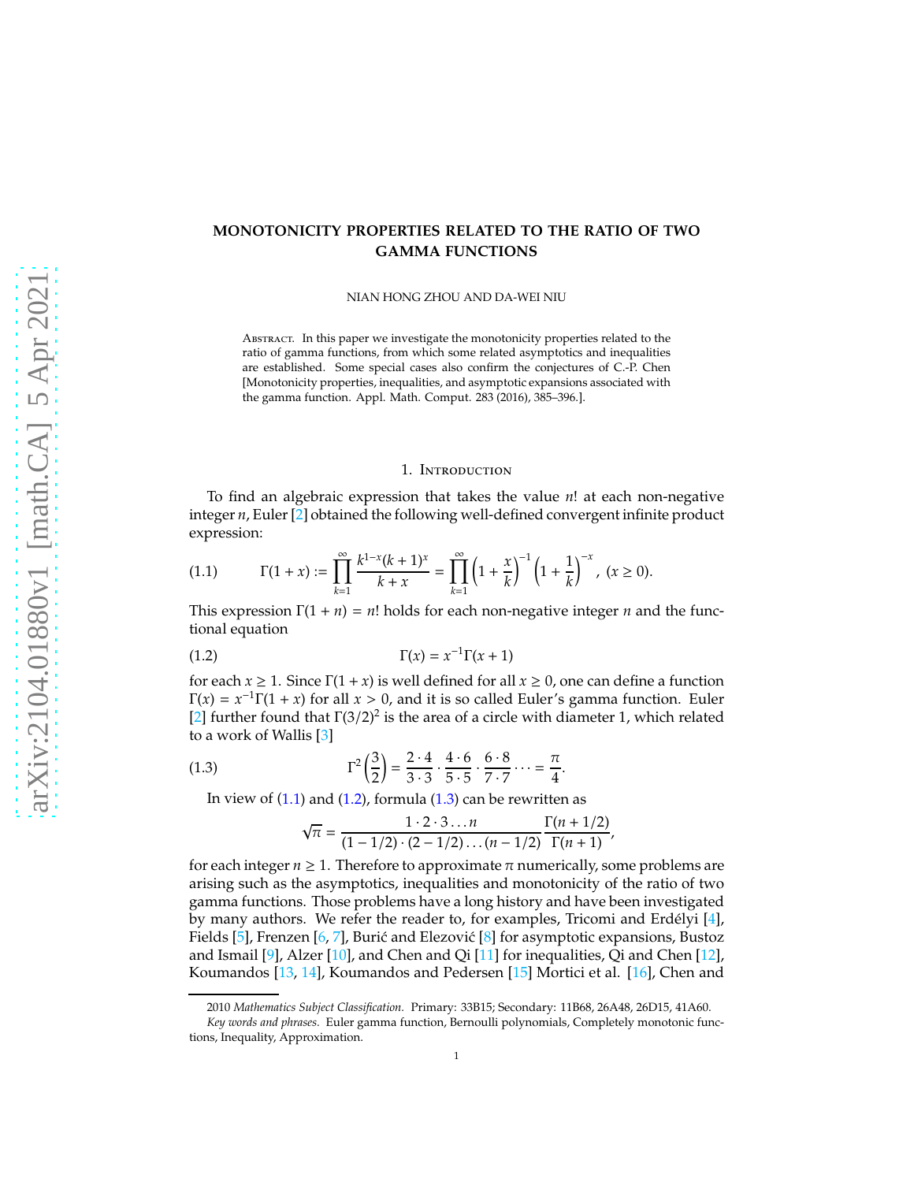# MONOTONICITY PROPERTIES RELATED TO THE RATIO OF TWO GAMMA FUNCTIONS

NIAN HONG ZHOU AND DA-WEI NIU

Abstract. In this paper we investigate the monotonicity properties related to the ratio of gamma functions, from which some related asymptotics and inequalities are established. Some special cases also confirm the conjectures of C.-P. Chen [Monotonicity properties, inequalities, and asymptotic expansions associated with the gamma function. Appl. Math. Comput. 283 (2016), 385–396.].

## 1. Introduction

To find an algebraic expression that takes the value $n!$ at each non-negative integer $n$, Euler [2] obtained the following well-defined convergent infinite product expression:

$$\Gamma(1+x) := \prod_{k=1}^{\infty} \frac{k^{1-x}(k+1)^x}{k+x} = \prod_{k=1}^{\infty}\left(1+\frac{x}{k}\right)^{-1}\left(1+\frac{1}{k}\right)^{-x}, \ (x \geq 0). \tag{1.1}$$

This expression $\Gamma(1+n) = n!$ holds for each non-negative integer $n$ and the functional equation

$$\Gamma(x) = x^{-1}\Gamma(x+1) \tag{1.2}$$

for each $x \geq 1$. Since $\Gamma(1+x)$ is well defined for all $x \geq 0$, one can define a function $\Gamma(x) = x^{-1}\Gamma(1+x)$ for all $x > 0$, and it is so called Euler's gamma function. Euler [2] further found that $\Gamma(3/2)^2$ is the area of a circle with diameter 1, which related to a work of Wallis [3]

$$\Gamma^2\left(\frac{3}{2}\right) = \frac{2\cdot 4}{3\cdot 3}\cdot\frac{4\cdot 6}{5\cdot 5}\cdot\frac{6\cdot 8}{7\cdot 7}\cdots = \frac{\pi}{4}. \tag{1.3}$$

In view of (1.1) and (1.2), formula (1.3) can be rewritten as

$$\sqrt{\pi} = \frac{1\cdot 2\cdot 3\ldots n}{(1-1/2)\cdot(2-1/2)\ldots(n-1/2)}\frac{\Gamma(n+1/2)}{\Gamma(n+1)},$$

for each integer $n \geq 1$. Therefore to approximate $\pi$ numerically, some problems are arising such as the asymptotics, inequalities and monotonicity of the ratio of two gamma functions. Those problems have a long history and have been investigated by many authors. We refer the reader to, for examples, Tricomi and Erdélyi [4], Fields [5], Frenzen [6, 7], Burić and Elezović [8] for asymptotic expansions, Bustoz and Ismail [9], Alzer [10], and Chen and Qi [11] for inequalities, Qi and Chen [12], Koumandos [13, 14], Koumandos and Pedersen [15] Mortici et al. [16], Chen and

2010 *Mathematics Subject Classification.* Primary: 33B15; Secondary: 11B68, 26A48, 26D15, 41A60.

*Key words and phrases.* Euler gamma function, Bernoulli polynomials, Completely monotonic functions, Inequality, Approximation.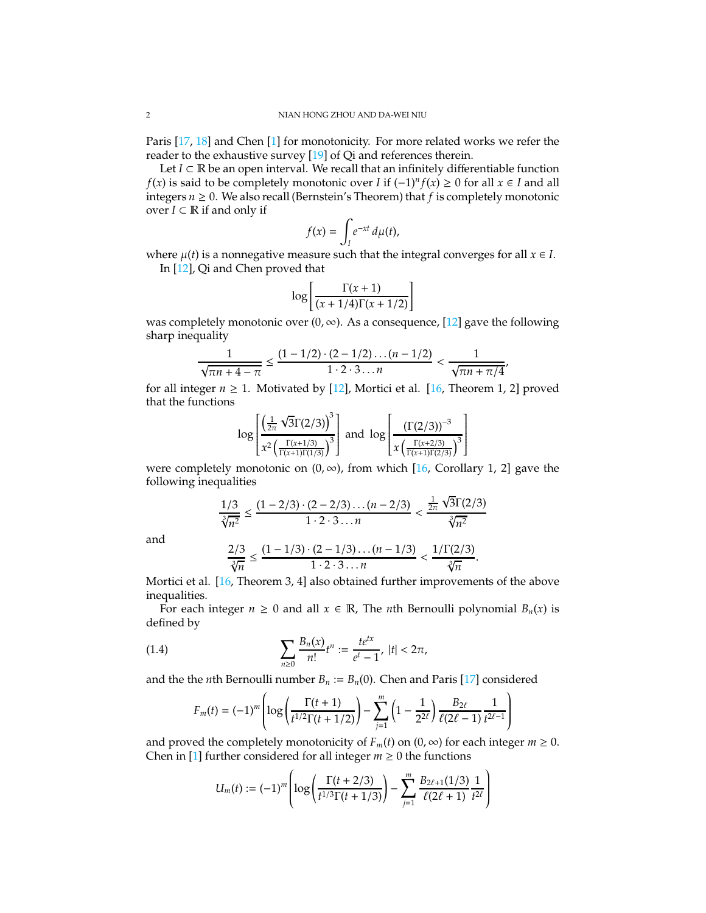Paris [17, 18] and Chen [1] for monotonicity. For more related works we refer the reader to the exhaustive survey [19] of Qi and references therein.

Let $I \subset \mathbb{R}$ be an open interval. We recall that an infinitely differentiable function $f(x)$ is said to be completely monotonic over $I$ if $(-1)^n f(x) \geq 0$ for all $x \in I$ and all integers $n \geq 0$. We also recall (Bernstein's Theorem) that $f$ is completely monotonic over $I \subset \mathbb{R}$ if and only if

$$f(x) = \int_I e^{-xt}\, d\mu(t),$$

where $\mu(t)$ is a nonnegative measure such that the integral converges for all $x \in I$.

In [12], Qi and Chen proved that

$$\log\left[\frac{\Gamma(x+1)}{(x+1/4)\Gamma(x+1/2)}\right]$$

was completely monotonic over $(0, \infty)$. As a consequence, [12] gave the following sharp inequality

$$\frac{1}{\sqrt{\pi n + 4 - \pi}} \leq \frac{(1-1/2)\cdot(2-1/2)\ldots(n-1/2)}{1\cdot 2\cdot 3\ldots n} < \frac{1}{\sqrt{\pi n + \pi/4}},$$

for all integer $n \geq 1$. Motivated by [12], Mortici et al. [16, Theorem 1, 2] proved that the functions

$$\log\left[\frac{\left(\frac{1}{2\pi}\sqrt{3}\Gamma(2/3)\right)^3}{x^2\left(\frac{\Gamma(x+1/3)}{\Gamma(x+1)\Gamma(1/3)}\right)^3}\right] \text{ and } \log\left[\frac{(\Gamma(2/3))^{-3}}{x\left(\frac{\Gamma(x+2/3)}{\Gamma(x+1)\Gamma(2/3)}\right)^3}\right]$$

were completely monotonic on $(0, \infty)$, from which [16, Corollary 1, 2] gave the following inequalities

$$\frac{1/3}{\sqrt[3]{n^2}} \leq \frac{(1-2/3)\cdot(2-2/3)\ldots(n-2/3)}{1\cdot 2\cdot 3\ldots n} < \frac{\frac{1}{2\pi}\sqrt{3}\Gamma(2/3)}{\sqrt[3]{n^2}}$$

and

$$\frac{2/3}{\sqrt[3]{n}} \leq \frac{(1-1/3)\cdot(2-1/3)\ldots(n-1/3)}{1\cdot 2\cdot 3\ldots n} < \frac{1/\Gamma(2/3)}{\sqrt[3]{n}}.$$

Mortici et al. [16, Theorem 3, 4] also obtained further improvements of the above inequalities.

For each integer $n \geq 0$ and all $x \in \mathbb{R}$, The $n$th Bernoulli polynomial $B_n(x)$ is defined by

$$\sum_{n\geq 0} \frac{B_n(x)}{n!} t^n := \frac{te^{tx}}{e^t - 1}, \ |t| < 2\pi, \tag{1.4}$$

and the the $n$th Bernoulli number $B_n := B_n(0)$. Chen and Paris [17] considered

$$F_m(t) = (-1)^m \left(\log\left(\frac{\Gamma(t+1)}{t^{1/2}\Gamma(t+1/2)}\right) - \sum_{j=1}^{m}\left(1 - \frac{1}{2^{2\ell}}\right)\frac{B_{2\ell}}{\ell(2\ell-1)}\frac{1}{t^{2\ell-1}}\right)$$

and proved the completely monotonicity of $F_m(t)$ on $(0, \infty)$ for each integer $m \geq 0$. Chen in [1] further considered for all integer $m \geq 0$ the functions

$$U_m(t) := (-1)^m \left(\log\left(\frac{\Gamma(t+2/3)}{t^{1/3}\Gamma(t+1/3)}\right) - \sum_{j=1}^{m}\frac{B_{2\ell+1}(1/3)}{\ell(2\ell+1)}\frac{1}{t^{2\ell}}\right)$$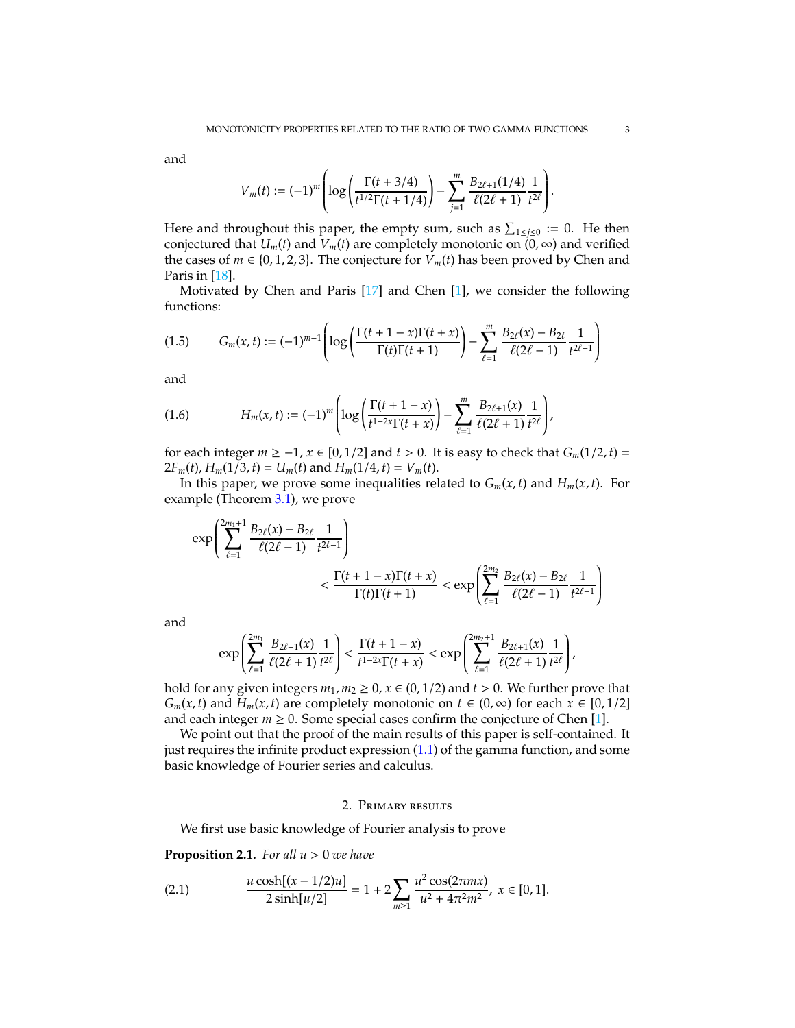and

$$V_m(t) := (-1)^m \left( \log \left( \frac{\Gamma(t+3/4)}{t^{1/2}\Gamma(t+1/4)} \right) - \sum_{j=1}^{m} \frac{B_{2\ell+1}(1/4)}{\ell(2\ell+1)} \frac{1}{t^{2\ell}} \right).$$

Here and throughout this paper, the empty sum, such as $\sum_{1\le j\le 0} := 0$. He then conjectured that $U_m(t)$ and $V_m(t)$ are completely monotonic on $(0,\infty)$ and verified the cases of $m \in \{0,1,2,3\}$. The conjecture for $V_m(t)$ has been proved by Chen and Paris in [18].

Motivated by Chen and Paris [17] and Chen [1], we consider the following functions:

$$G_m(x,t) := (-1)^{m-1} \left( \log \left( \frac{\Gamma(t+1-x)\Gamma(t+x)}{\Gamma(t)\Gamma(t+1)} \right) - \sum_{\ell=1}^{m} \frac{B_{2\ell}(x) - B_{2\ell}}{\ell(2\ell-1)} \frac{1}{t^{2\ell-1}} \right) \tag{1.5}$$

and

$$H_m(x,t) := (-1)^m \left( \log \left( \frac{\Gamma(t+1-x)}{t^{1-2x}\Gamma(t+x)} \right) - \sum_{\ell=1}^{m} \frac{B_{2\ell+1}(x)}{\ell(2\ell+1)} \frac{1}{t^{2\ell}} \right), \tag{1.6}$$

for each integer $m \ge -1$, $x \in [0,1/2]$ and $t > 0$. It is easy to check that $G_m(1/2,t) = 2F_m(t)$, $H_m(1/3,t) = U_m(t)$ and $H_m(1/4,t) = V_m(t)$.

In this paper, we prove some inequalities related to $G_m(x,t)$ and $H_m(x,t)$. For example (Theorem 3.1), we prove

$$\exp\left( \sum_{\ell=1}^{2m_1+1} \frac{B_{2\ell}(x) - B_{2\ell}}{\ell(2\ell-1)} \frac{1}{t^{2\ell-1}} \right) < \frac{\Gamma(t+1-x)\Gamma(t+x)}{\Gamma(t)\Gamma(t+1)} < \exp\left( \sum_{\ell=1}^{2m_2} \frac{B_{2\ell}(x) - B_{2\ell}}{\ell(2\ell-1)} \frac{1}{t^{2\ell-1}} \right)$$

and

$$\exp\left( \sum_{\ell=1}^{2m_1} \frac{B_{2\ell+1}(x)}{\ell(2\ell+1)} \frac{1}{t^{2\ell}} \right) < \frac{\Gamma(t+1-x)}{t^{1-2x}\Gamma(t+x)} < \exp\left( \sum_{\ell=1}^{2m_2+1} \frac{B_{2\ell+1}(x)}{\ell(2\ell+1)} \frac{1}{t^{2\ell}} \right),$$

hold for any given integers $m_1, m_2 \ge 0$, $x \in (0,1/2)$ and $t > 0$. We further prove that $G_m(x,t)$ and $H_m(x,t)$ are completely monotonic on $t \in (0,\infty)$ for each $x \in [0,1/2]$ and each integer $m \ge 0$. Some special cases confirm the conjecture of Chen [1].

We point out that the proof of the main results of this paper is self-contained. It just requires the infinite product expression (1.1) of the gamma function, and some basic knowledge of Fourier series and calculus.

## 2. Primary results

We first use basic knowledge of Fourier analysis to prove

**Proposition 2.1.** *For all $u > 0$ we have*

$$\frac{u\cosh[(x-1/2)u]}{2\sinh[u/2]} = 1 + 2\sum_{m\ge 1} \frac{u^2\cos(2\pi m x)}{u^2 + 4\pi^2 m^2},\ x \in [0,1]. \tag{2.1}$$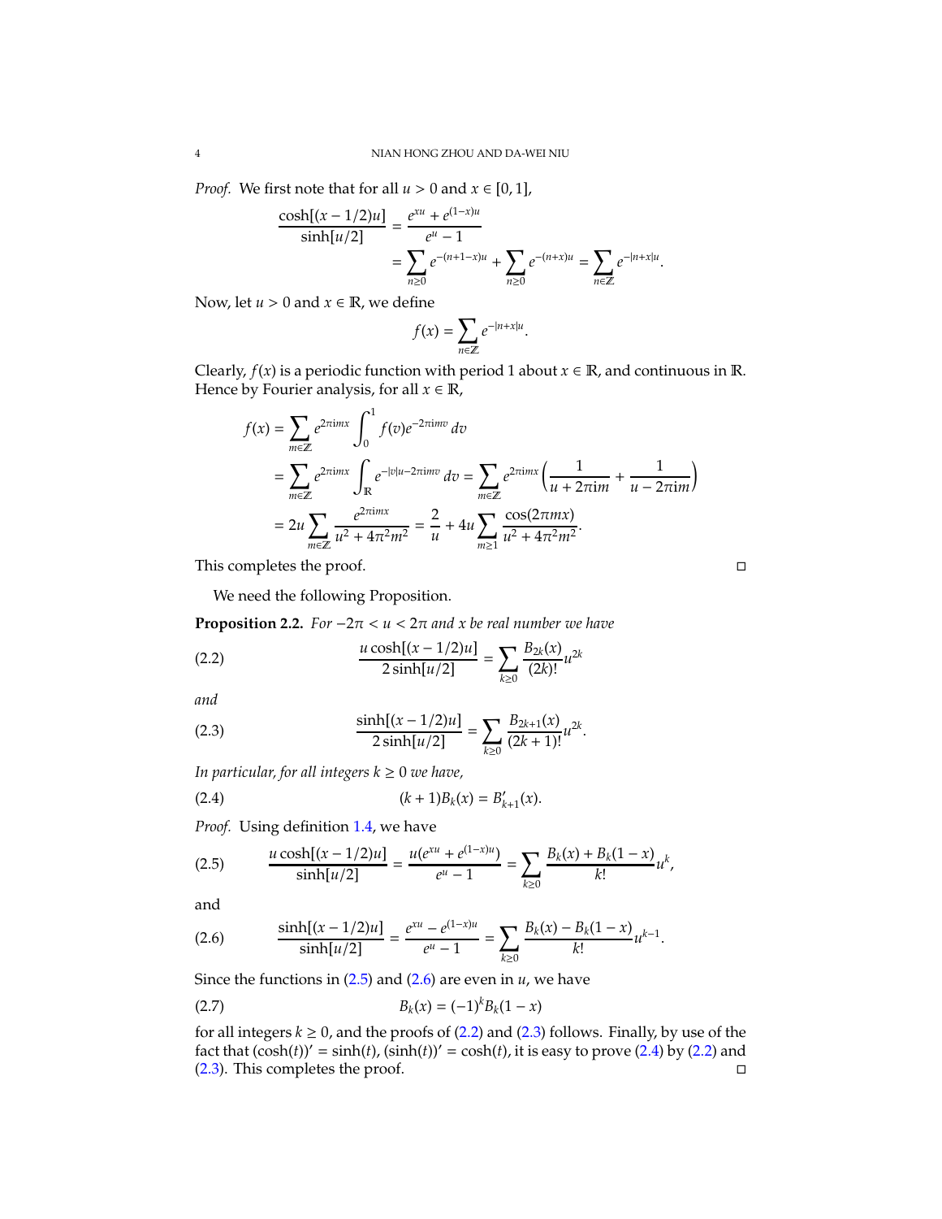*Proof.* We first note that for all $u > 0$ and $x \in [0, 1]$,

$$
\begin{aligned}
\frac{\cosh[(x-1/2)u]}{\sinh[u/2]} &= \frac{e^{xu} + e^{(1-x)u}}{e^u - 1} \\
&= \sum_{n\geq 0} e^{-(n+1-x)u} + \sum_{n\geq 0} e^{-(n+x)u} = \sum_{n\in\mathbb{Z}} e^{-|n+x|u}.
\end{aligned}
$$

Now, let $u > 0$ and $x \in \mathbb{R}$, we define

$$
f(x) = \sum_{n\in\mathbb{Z}} e^{-|n+x|u}.
$$

Clearly, $f(x)$ is a periodic function with period 1 about $x \in \mathbb{R}$, and continuous in $\mathbb{R}$. Hence by Fourier analysis, for all $x \in \mathbb{R}$,

$$
\begin{aligned}
f(x) &= \sum_{m\in\mathbb{Z}} e^{2\pi imx} \int_0^1 f(v) e^{-2\pi imv}\, dv \\
&= \sum_{m\in\mathbb{Z}} e^{2\pi imx} \int_{\mathbb{R}} e^{-|v|u - 2\pi imv}\, dv = \sum_{m\in\mathbb{Z}} e^{2\pi imx} \left( \frac{1}{u + 2\pi im} + \frac{1}{u - 2\pi im} \right) \\
&= 2u \sum_{m\in\mathbb{Z}} \frac{e^{2\pi imx}}{u^2 + 4\pi^2 m^2} = \frac{2}{u} + 4u \sum_{m\geq 1} \frac{\cos(2\pi mx)}{u^2 + 4\pi^2 m^2}.
\end{aligned}
$$

This completes the proof. ∎

We need the following Proposition.

**Proposition 2.2.** *For $-2\pi < u < 2\pi$ and $x$ be real number we have*

$$
\frac{u\cosh[(x-1/2)u]}{2\sinh[u/2]} = \sum_{k\geq 0} \frac{B_{2k}(x)}{(2k)!} u^{2k} \tag{2.2}
$$

*and*

$$
\frac{\sinh[(x-1/2)u]}{2\sinh[u/2]} = \sum_{k\geq 0} \frac{B_{2k+1}(x)}{(2k+1)!} u^{2k}. \tag{2.3}
$$

*In particular, for all integers $k \geq 0$ we have,*

$$
(k+1)B_k(x) = B'_{k+1}(x). \tag{2.4}
$$

*Proof.* Using definition 1.4, we have

$$
\frac{u\cosh[(x-1/2)u]}{\sinh[u/2]} = \frac{u(e^{xu} + e^{(1-x)u})}{e^u - 1} = \sum_{k\geq 0} \frac{B_k(x) + B_k(1-x)}{k!} u^k, \tag{2.5}
$$

and

$$
\frac{\sinh[(x-1/2)u]}{\sinh[u/2]} = \frac{e^{xu} - e^{(1-x)u}}{e^u - 1} = \sum_{k\geq 0} \frac{B_k(x) - B_k(1-x)}{k!} u^{k-1}. \tag{2.6}
$$

Since the functions in (2.5) and (2.6) are even in $u$, we have

$$
B_k(x) = (-1)^k B_k(1-x) \tag{2.7}
$$

for all integers $k \geq 0$, and the proofs of (2.2) and (2.3) follows. Finally, by use of the fact that $(\cosh(t))' = \sinh(t)$, $(\sinh(t))' = \cosh(t)$, it is easy to prove (2.4) by (2.2) and (2.3). This completes the proof. ∎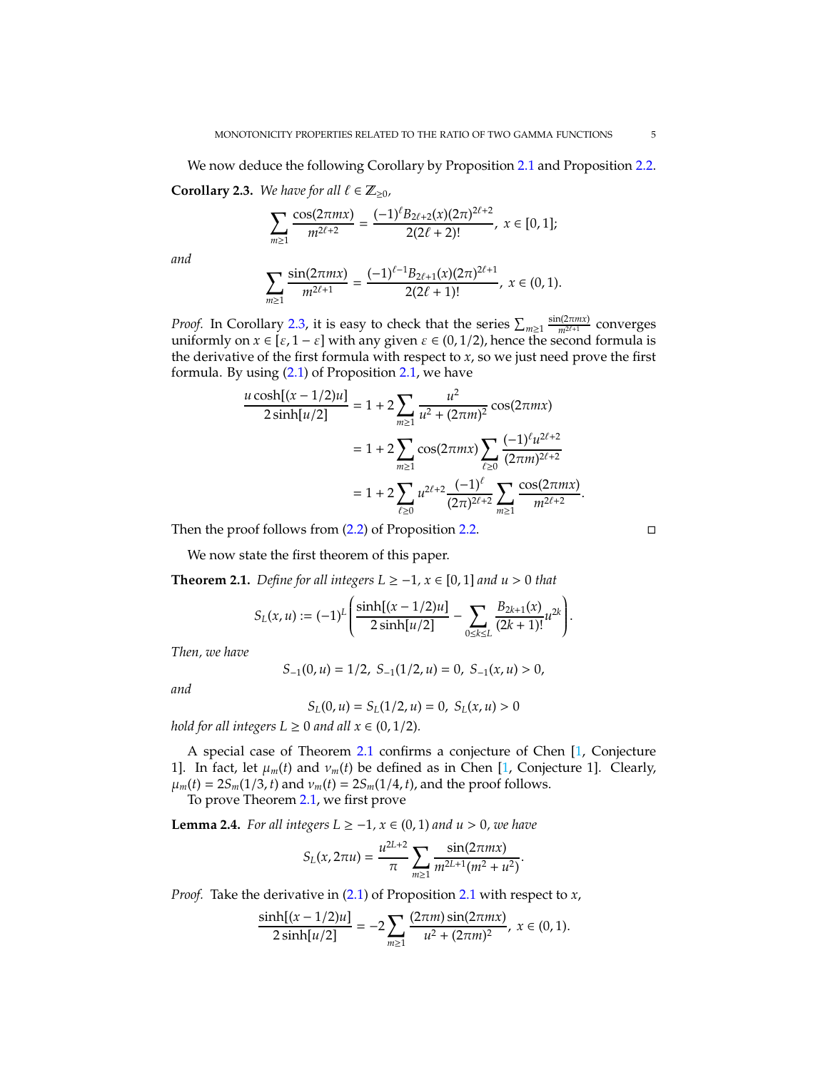We now deduce the following Corollary by Proposition 2.1 and Proposition 2.2.

**Corollary 2.3.** *We have for all $\ell \in \mathbb{Z}_{\geq 0}$,*

$$\sum_{m\geq 1} \frac{\cos(2\pi mx)}{m^{2\ell+2}} = \frac{(-1)^{\ell} B_{2\ell+2}(x)(2\pi)^{2\ell+2}}{2(2\ell+2)!},\ x \in [0,1];$$

*and*

$$\sum_{m\geq 1} \frac{\sin(2\pi mx)}{m^{2\ell+1}} = \frac{(-1)^{\ell-1} B_{2\ell+1}(x)(2\pi)^{2\ell+1}}{2(2\ell+1)!},\ x \in (0,1).$$

*Proof.* In Corollary 2.3, it is easy to check that the series $\sum_{m\geq 1} \frac{\sin(2\pi mx)}{m^{2\ell+1}}$ converges uniformly on $x \in [\varepsilon, 1-\varepsilon]$ with any given $\varepsilon \in (0, 1/2)$, hence the second formula is the derivative of the first formula with respect to $x$, so we just need prove the first formula. By using (2.1) of Proposition 2.1, we have

$$\begin{aligned}
\frac{u\cosh[(x-1/2)u]}{2\sinh[u/2]} &= 1 + 2\sum_{m\geq 1} \frac{u^2}{u^2+(2\pi m)^2}\cos(2\pi mx) \\
&= 1 + 2\sum_{m\geq 1} \cos(2\pi mx) \sum_{\ell\geq 0} \frac{(-1)^{\ell} u^{2\ell+2}}{(2\pi m)^{2\ell+2}} \\
&= 1 + 2\sum_{\ell\geq 0} u^{2\ell+2} \frac{(-1)^{\ell}}{(2\pi)^{2\ell+2}} \sum_{m\geq 1} \frac{\cos(2\pi mx)}{m^{2\ell+2}}.
\end{aligned}$$

Then the proof follows from (2.2) of Proposition 2.2. □

We now state the first theorem of this paper.

**Theorem 2.1.** *Define for all integers $L \geq -1$, $x \in [0,1]$ and $u > 0$ that*

$$S_L(x,u) := (-1)^L \left( \frac{\sinh[(x-1/2)u]}{2\sinh[u/2]} - \sum_{0\leq k\leq L} \frac{B_{2k+1}(x)}{(2k+1)!} u^{2k} \right).$$

*Then, we have*

$$S_{-1}(0,u) = 1/2,\ S_{-1}(1/2,u) = 0,\ S_{-1}(x,u) > 0,$$

*and*

$$S_L(0,u) = S_L(1/2,u) = 0,\ S_L(x,u) > 0$$

*hold for all integers $L \geq 0$ and all $x \in (0, 1/2)$.*

A special case of Theorem 2.1 confirms a conjecture of Chen [1, Conjecture 1]. In fact, let $\mu_m(t)$ and $\nu_m(t)$ be defined as in Chen [1, Conjecture 1]. Clearly, $\mu_m(t) = 2S_m(1/3, t)$ and $\nu_m(t) = 2S_m(1/4, t)$, and the proof follows.
To prove Theorem 2.1, we first prove

**Lemma 2.4.** *For all integers $L \geq -1$, $x \in (0,1)$ and $u > 0$, we have*

$$S_L(x, 2\pi u) = \frac{u^{2L+2}}{\pi} \sum_{m\geq 1} \frac{\sin(2\pi mx)}{m^{2L+1}(m^2+u^2)}.$$

*Proof.* Take the derivative in (2.1) of Proposition 2.1 with respect to $x$,

$$\frac{\sinh[(x-1/2)u]}{2\sinh[u/2]} = -2\sum_{m\geq 1} \frac{(2\pi m)\sin(2\pi mx)}{u^2+(2\pi m)^2},\ x \in (0,1).$$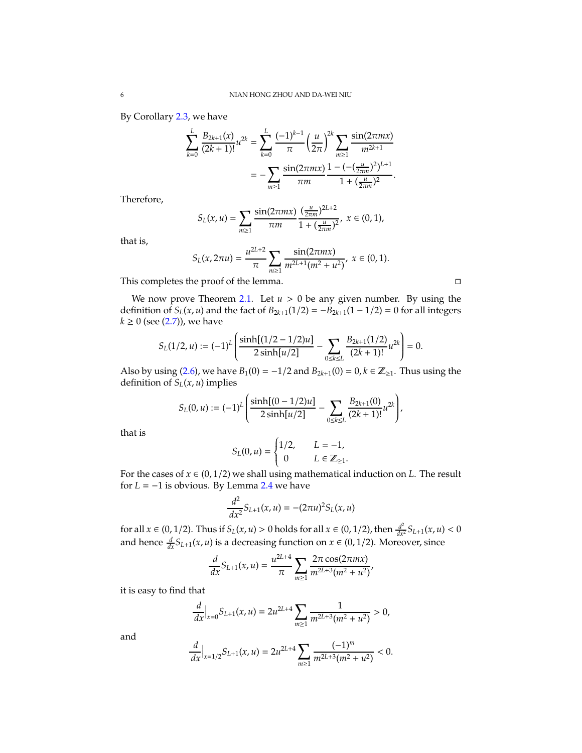By Corollary 2.3, we have

$$\sum_{k=0}^{L} \frac{B_{2k+1}(x)}{(2k+1)!} u^{2k} = \sum_{k=0}^{L} \frac{(-1)^{k-1}}{\pi} \left(\frac{u}{2\pi}\right)^{2k} \sum_{m\geq 1} \frac{\sin(2\pi m x)}{m^{2k+1}}$$
$$= -\sum_{m\geq 1} \frac{\sin(2\pi m x)}{\pi m} \frac{1-(-(\frac{u}{2\pi m})^2)^{L+1}}{1+(\frac{u}{2\pi m})^2}.$$

Therefore,

$$S_L(x,u) = \sum_{m\geq 1} \frac{\sin(2\pi m x)}{\pi m} \frac{(\frac{u}{2\pi m})^{2L+2}}{1+(\frac{u}{2\pi m})^2}, \ x \in (0,1),$$

that is,

$$S_L(x, 2\pi u) = \frac{u^{2L+2}}{\pi} \sum_{m\geq 1} \frac{\sin(2\pi m x)}{m^{2L+1}(m^2+u^2)}, \ x \in (0,1).$$

This completes the proof of the lemma. □

We now prove Theorem 2.1. Let $u > 0$ be any given number. By using the definition of $S_L(x,u)$ and the fact of $B_{2k+1}(1/2) = -B_{2k+1}(1-1/2) = 0$ for all integers $k \geq 0$ (see (2.7)), we have

$$S_L(1/2, u) := (-1)^L \left( \frac{\sinh[(1/2-1/2)u]}{2\sinh[u/2]} - \sum_{0\leq k\leq L} \frac{B_{2k+1}(1/2)}{(2k+1)!} u^{2k} \right) = 0.$$

Also by using (2.6), we have $B_1(0) = -1/2$ and $B_{2k+1}(0) = 0, k \in \mathbb{Z}_{\geq 1}$. Thus using the definition of $S_L(x,u)$ implies

$$S_L(0, u) := (-1)^L \left( \frac{\sinh[(0-1/2)u]}{2\sinh[u/2]} - \sum_{0\leq k\leq L} \frac{B_{2k+1}(0)}{(2k+1)!} u^{2k} \right),$$

that is

$$S_L(0,u) = \begin{cases} 1/2, & L = -1, \\ 0 & L \in \mathbb{Z}_{\geq 1}. \end{cases}$$

For the cases of $x \in (0, 1/2)$ we shall using mathematical induction on $L$. The result for $L = -1$ is obvious. By Lemma 2.4 we have

$$\frac{d^2}{dx^2} S_{L+1}(x,u) = -(2\pi u)^2 S_L(x,u)$$

for all $x \in (0,1/2)$. Thus if $S_L(x,u) > 0$ holds for all $x \in (0,1/2)$, then $\frac{d^2}{dx^2} S_{L+1}(x,u) < 0$ and hence $\frac{d}{dx} S_{L+1}(x,u)$ is a decreasing function on $x \in (0,1/2)$. Moreover, since

$$\frac{d}{dx} S_{L+1}(x,u) = \frac{u^{2L+4}}{\pi} \sum_{m\geq 1} \frac{2\pi \cos(2\pi m x)}{m^{2L+3}(m^2+u^2)},$$

it is easy to find that

$$\frac{d}{dx}\Big|_{x=0} S_{L+1}(x,u) = 2u^{2L+4} \sum_{m\geq 1} \frac{1}{m^{2L+3}(m^2+u^2)} > 0,$$

and

$$\frac{d}{dx}\Big|_{x=1/2} S_{L+1}(x,u) = 2u^{2L+4} \sum_{m\geq 1} \frac{(-1)^m}{m^{2L+3}(m^2+u^2)} < 0.$$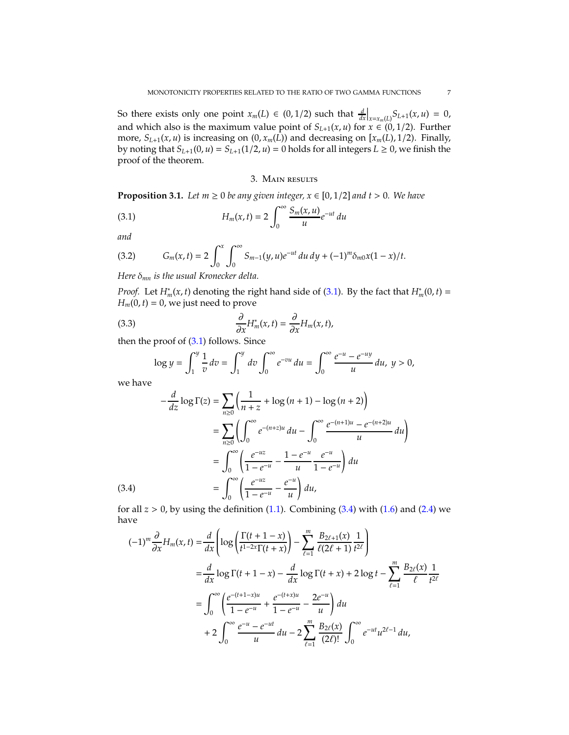So there exists only one point $x_m(L) \in (0, 1/2)$ such that $\frac{d}{dx}\Big|_{x=x_m(L)} S_{L+1}(x,u) = 0$, and which also is the maximum value point of $S_{L+1}(x,u)$ for $x \in (0,1/2)$. Further more, $S_{L+1}(x,u)$ is increasing on $(0, x_m(L))$ and decreasing on $[x_m(L), 1/2)$. Finally, by noting that $S_{L+1}(0,u) = S_{L+1}(1/2,u) = 0$ holds for all integers $L \geq 0$, we finish the proof of the theorem.

## 3. Main results

**Proposition 3.1.** *Let $m \geq 0$ be any given integer, $x \in [0, 1/2]$ and $t > 0$. We have*

$$H_m(x,t) = 2\int_0^\infty \frac{S_m(x,u)}{u} e^{-ut}\, du \tag{3.1}$$

*and*

$$G_m(x,t) = 2\int_0^x \int_0^\infty S_{m-1}(y,u) e^{-ut}\, du\, dy + (-1)^m \delta_{m0} x(1-x)/t. \tag{3.2}$$

*Here $\delta_{mn}$ is the usual Kronecker delta.*

*Proof.* Let $H_m^*(x,t)$ denoting the right hand side of (3.1). By the fact that $H_m^*(0,t) = H_m(0,t) = 0$, we just need to prove

$$\frac{\partial}{\partial x} H_m^*(x,t) = \frac{\partial}{\partial x} H_m(x,t), \tag{3.3}$$

then the proof of (3.1) follows. Since

$$\log y = \int_1^y \frac{1}{v}\, dv = \int_1^y dv \int_0^\infty e^{-vu}\, du = \int_0^\infty \frac{e^{-u} - e^{-uy}}{u}\, du, \ y > 0,$$

we have

$$\begin{aligned}
-\frac{d}{dz}\log\Gamma(z) &= \sum_{n\geq 0}\left(\frac{1}{n+z} + \log(n+1) - \log(n+2)\right) \\
&= \sum_{n\geq 0}\left(\int_0^\infty e^{-(n+z)u}\, du - \int_0^\infty \frac{e^{-(n+1)u} - e^{-(n+2)u}}{u}\, du\right) \\
&= \int_0^\infty \left(\frac{e^{-uz}}{1-e^{-u}} - \frac{1-e^{-u}}{u}\frac{e^{-u}}{1-e^{-u}}\right) du \\
&= \int_0^\infty \left(\frac{e^{-uz}}{1-e^{-u}} - \frac{e^{-u}}{u}\right) du,
\end{aligned} \tag{3.4}$$

for all $z > 0$, by using the definition (1.1). Combining (3.4) with (1.6) and (2.4) we have

$$\begin{aligned}
(-1)^m \frac{\partial}{\partial x} H_m(x,t) =& \frac{d}{dx}\left(\log\left(\frac{\Gamma(t+1-x)}{t^{1-2x}\Gamma(t+x)}\right) - \sum_{\ell=1}^m \frac{B_{2\ell+1}(x)}{\ell(2\ell+1)}\frac{1}{t^{2\ell}}\right) \\
=& \frac{d}{dx}\log\Gamma(t+1-x) - \frac{d}{dx}\log\Gamma(t+x) + 2\log t - \sum_{\ell=1}^m \frac{B_{2\ell}(x)}{\ell}\frac{1}{t^{2\ell}} \\
=& \int_0^\infty \left(\frac{e^{-(t+1-x)u}}{1-e^{-u}} + \frac{e^{-(t+x)u}}{1-e^{-u}} - \frac{2e^{-u}}{u}\right) du \\
&+ 2\int_0^\infty \frac{e^{-u} - e^{-ut}}{u}\, du - 2\sum_{\ell=1}^m \frac{B_{2\ell}(x)}{(2\ell)!}\int_0^\infty e^{-ut} u^{2\ell-1}\, du,
\end{aligned}$$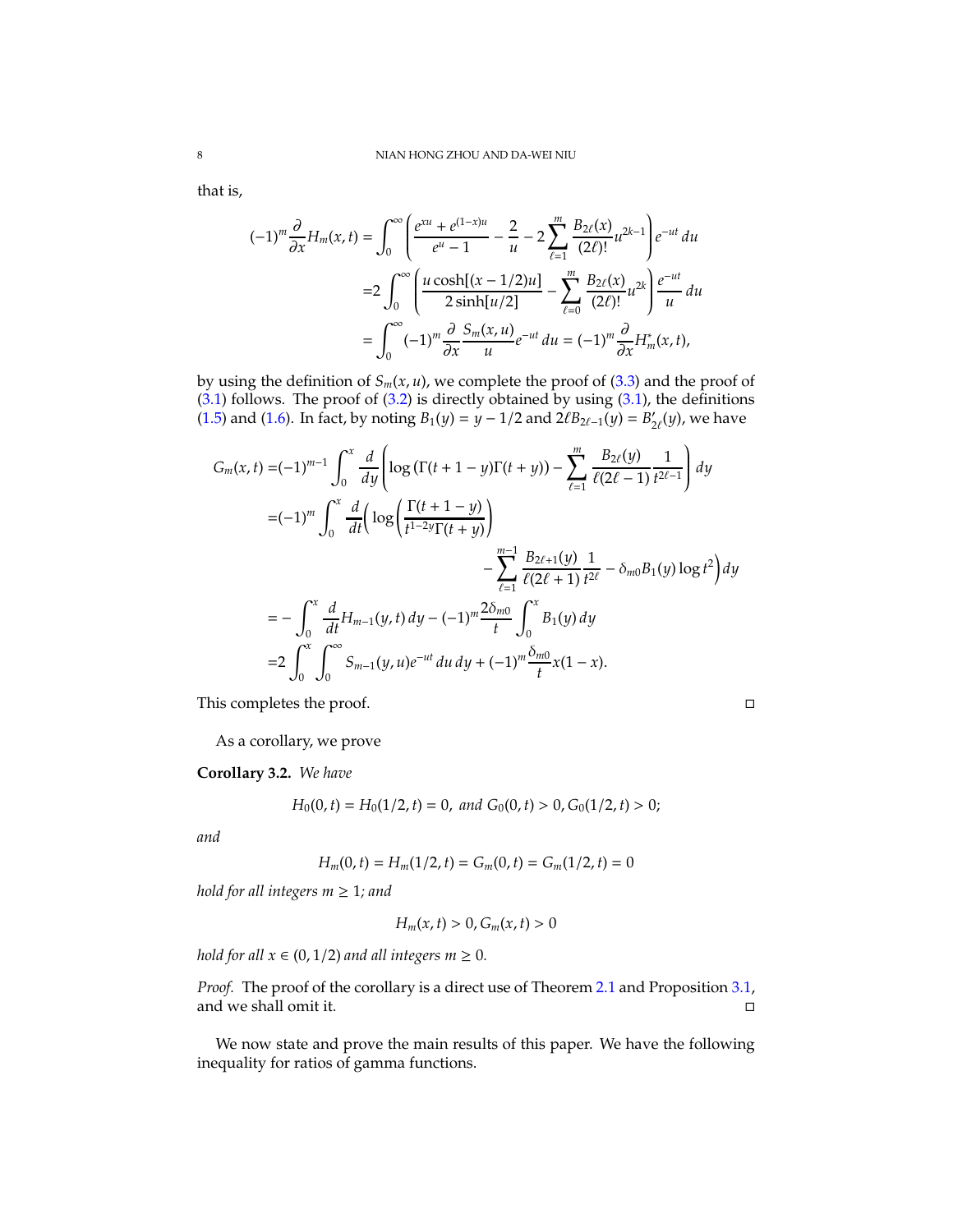that is,

$$
\begin{aligned}
(-1)^m \frac{\partial}{\partial x} H_m(x,t) &= \int_0^\infty \left( \frac{e^{xu}+e^{(1-x)u}}{e^u-1} - \frac{2}{u} - 2\sum_{\ell=1}^{m} \frac{B_{2\ell}(x)}{(2\ell)!} u^{2k-1} \right) e^{-ut}\, du \\
&= 2\int_0^\infty \left( \frac{u\cosh[(x-1/2)u]}{2\sinh[u/2]} - \sum_{\ell=0}^{m} \frac{B_{2\ell}(x)}{(2\ell)!} u^{2k} \right) \frac{e^{-ut}}{u}\, du \\
&= \int_0^\infty (-1)^m \frac{\partial}{\partial x} \frac{S_m(x,u)}{u} e^{-ut}\, du = (-1)^m \frac{\partial}{\partial x} H_m^*(x,t),
\end{aligned}
$$

by using the definition of $S_m(x,u)$, we complete the proof of (3.3) and the proof of (3.1) follows. The proof of (3.2) is directly obtained by using (3.1), the definitions (1.5) and (1.6). In fact, by noting $B_1(y) = y - 1/2$ and $2\ell B_{2\ell-1}(y) = B'_{2\ell}(y)$, we have

$$
\begin{aligned}
G_m(x,t) =& (-1)^{m-1} \int_0^x \frac{d}{dy} \left( \log\left(\Gamma(t+1-y)\Gamma(t+y)\right) - \sum_{\ell=1}^{m} \frac{B_{2\ell}(y)}{\ell(2\ell-1)} \frac{1}{t^{2\ell-1}} \right) dy \\
=& (-1)^m \int_0^x \frac{d}{dt} \Bigg( \log\left( \frac{\Gamma(t+1-y)}{t^{1-2y}\Gamma(t+y)} \right) \\
& \qquad\qquad - \sum_{\ell=1}^{m-1} \frac{B_{2\ell+1}(y)}{\ell(2\ell+1)} \frac{1}{t^{2\ell}} - \delta_{m0} B_1(y) \log t^2 \Bigg) dy \\
=& -\int_0^x \frac{d}{dt} H_{m-1}(y,t)\, dy - (-1)^m \frac{2\delta_{m0}}{t} \int_0^x B_1(y)\, dy \\
=& 2\int_0^x \int_0^\infty S_{m-1}(y,u) e^{-ut}\, du\, dy + (-1)^m \frac{\delta_{m0}}{t} x(1-x).
\end{aligned}
$$

This completes the proof. $\square$

As a corollary, we prove

**Corollary 3.2.** *We have*

$$
H_0(0,t) = H_0(1/2,t) = 0, \text{ and } G_0(0,t) > 0, G_0(1/2,t) > 0;
$$

*and*

$$
H_m(0,t) = H_m(1/2,t) = G_m(0,t) = G_m(1/2,t) = 0
$$

*hold for all integers $m \geq 1$; and*

$$
H_m(x,t) > 0, G_m(x,t) > 0
$$

*hold for all $x \in (0, 1/2)$ and all integers $m \geq 0$.*

*Proof.* The proof of the corollary is a direct use of Theorem 2.1 and Proposition 3.1, and we shall omit it. $\square$

We now state and prove the main results of this paper. We have the following inequality for ratios of gamma functions.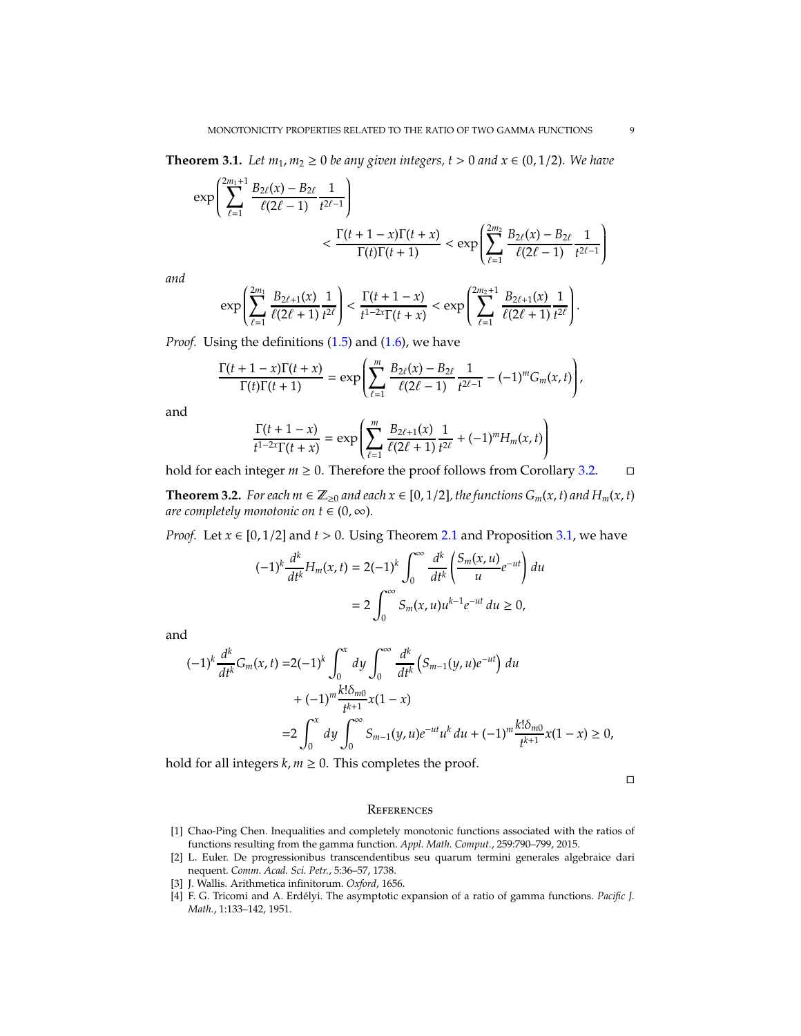**Theorem 3.1.** *Let $m_1, m_2 \geq 0$ be any given integers, $t > 0$ and $x \in (0, 1/2)$. We have*

$$\exp\left(\sum_{\ell=1}^{2m_1+1} \frac{B_{2\ell}(x) - B_{2\ell}}{\ell(2\ell-1)} \frac{1}{t^{2\ell-1}}\right) < \frac{\Gamma(t+1-x)\Gamma(t+x)}{\Gamma(t)\Gamma(t+1)} < \exp\left(\sum_{\ell=1}^{2m_2} \frac{B_{2\ell}(x) - B_{2\ell}}{\ell(2\ell-1)} \frac{1}{t^{2\ell-1}}\right)$$

*and*

$$\exp\left(\sum_{\ell=1}^{2m_1} \frac{B_{2\ell+1}(x)}{\ell(2\ell+1)} \frac{1}{t^{2\ell}}\right) < \frac{\Gamma(t+1-x)}{t^{1-2x}\Gamma(t+x)} < \exp\left(\sum_{\ell=1}^{2m_2+1} \frac{B_{2\ell+1}(x)}{\ell(2\ell+1)} \frac{1}{t^{2\ell}}\right).$$

*Proof.* Using the definitions (1.5) and (1.6), we have

$$\frac{\Gamma(t+1-x)\Gamma(t+x)}{\Gamma(t)\Gamma(t+1)} = \exp\left(\sum_{\ell=1}^{m} \frac{B_{2\ell}(x) - B_{2\ell}}{\ell(2\ell-1)} \frac{1}{t^{2\ell-1}} - (-1)^m G_m(x,t)\right),$$

and

$$\frac{\Gamma(t+1-x)}{t^{1-2x}\Gamma(t+x)} = \exp\left(\sum_{\ell=1}^{m} \frac{B_{2\ell+1}(x)}{\ell(2\ell+1)} \frac{1}{t^{2\ell}} + (-1)^m H_m(x,t)\right)$$

hold for each integer $m \geq 0$. Therefore the proof follows from Corollary 3.2. $\square$

**Theorem 3.2.** *For each $m \in \mathbb{Z}_{\geq 0}$ and each $x \in [0, 1/2]$, the functions $G_m(x,t)$ and $H_m(x,t)$ are completely monotonic on $t \in (0, \infty)$.*

*Proof.* Let $x \in [0, 1/2]$ and $t > 0$. Using Theorem 2.1 and Proposition 3.1, we have

$$\begin{aligned}
(-1)^k \frac{d^k}{dt^k} H_m(x,t) &= 2(-1)^k \int_0^\infty \frac{d^k}{dt^k}\left(\frac{S_m(x,u)}{u} e^{-ut}\right) du \\
&= 2\int_0^\infty S_m(x,u) u^{k-1} e^{-ut}\, du \geq 0,
\end{aligned}$$

and

$$\begin{aligned}
(-1)^k \frac{d^k}{dt^k} G_m(x,t) =& 2(-1)^k \int_0^x dy \int_0^\infty \frac{d^k}{dt^k}\left(S_{m-1}(y,u) e^{-ut}\right) du \\
&+ (-1)^m \frac{k!\delta_{m0}}{t^{k+1}} x(1-x) \\
=& 2\int_0^x dy \int_0^\infty S_{m-1}(y,u) e^{-ut} u^k\, du + (-1)^m \frac{k!\delta_{m0}}{t^{k+1}} x(1-x) \geq 0,
\end{aligned}$$

hold for all integers $k, m \geq 0$. This completes the proof. $\square$

## References

[1] Chao-Ping Chen. Inequalities and completely monotonic functions associated with the ratios of functions resulting from the gamma function. *Appl. Math. Comput.*, 259:790–799, 2015.

[2] L. Euler. De progressionibus transcendentibus seu quarum termini generales algebraice dari nequent. *Comm. Acad. Sci. Petr.*, 5:36–57, 1738.

[3] J. Wallis. Arithmetica infinitorum. *Oxford*, 1656.

[4] F. G. Tricomi and A. Erdélyi. The asymptotic expansion of a ratio of gamma functions. *Pacific J. Math.*, 1:133–142, 1951.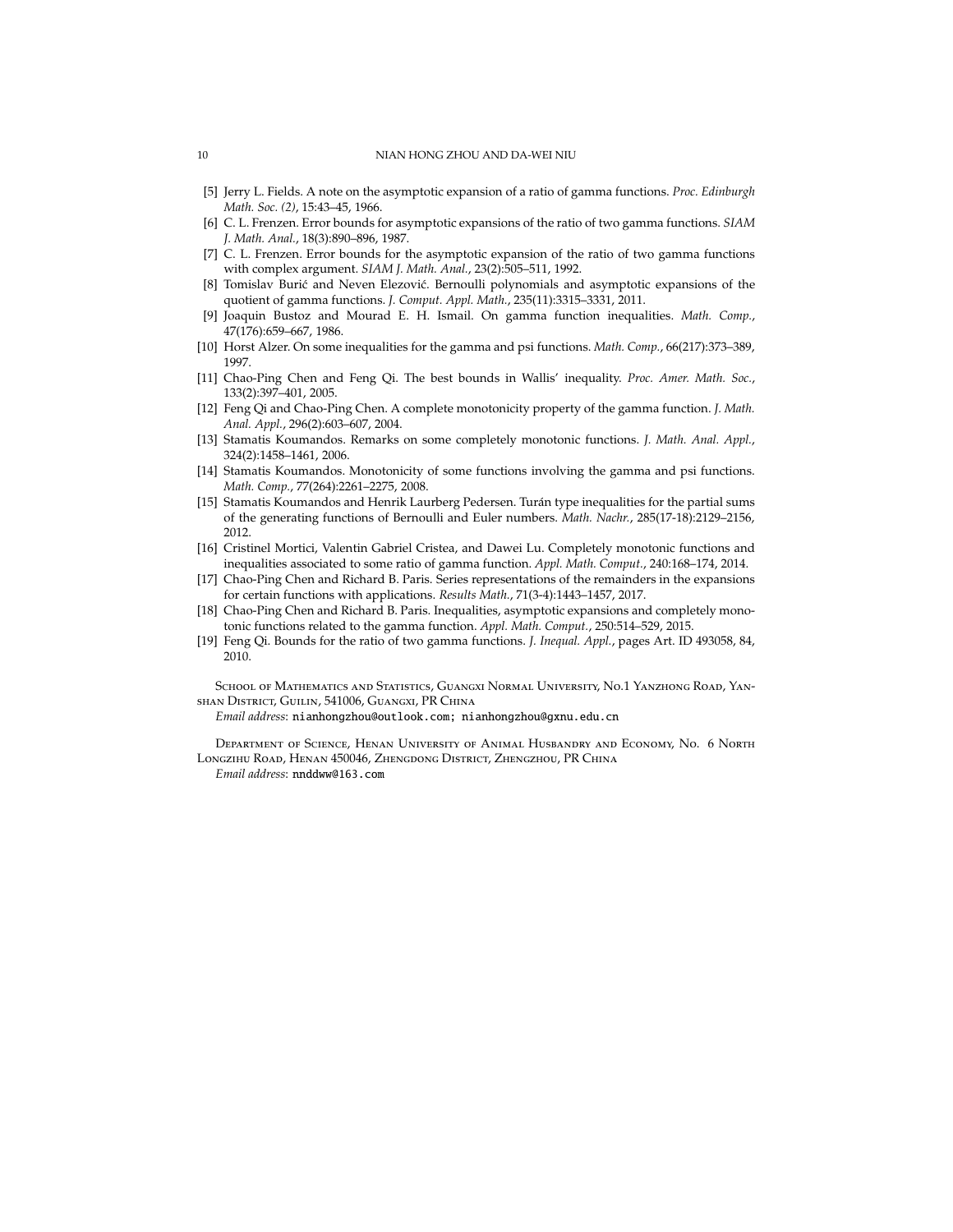[5] Jerry L. Fields. A note on the asymptotic expansion of a ratio of gamma functions. *Proc. Edinburgh Math. Soc. (2)*, 15:43–45, 1966.

[6] C. L. Frenzen. Error bounds for asymptotic expansions of the ratio of two gamma functions. *SIAM J. Math. Anal.*, 18(3):890–896, 1987.

[7] C. L. Frenzen. Error bounds for the asymptotic expansion of the ratio of two gamma functions with complex argument. *SIAM J. Math. Anal.*, 23(2):505–511, 1992.

[8] Tomislav Burić and Neven Elezović. Bernoulli polynomials and asymptotic expansions of the quotient of gamma functions. *J. Comput. Appl. Math.*, 235(11):3315–3331, 2011.

[9] Joaquin Bustoz and Mourad E. H. Ismail. On gamma function inequalities. *Math. Comp.*, 47(176):659–667, 1986.

[10] Horst Alzer. On some inequalities for the gamma and psi functions. *Math. Comp.*, 66(217):373–389, 1997.

[11] Chao-Ping Chen and Feng Qi. The best bounds in Wallis' inequality. *Proc. Amer. Math. Soc.*, 133(2):397–401, 2005.

[12] Feng Qi and Chao-Ping Chen. A complete monotonicity property of the gamma function. *J. Math. Anal. Appl.*, 296(2):603–607, 2004.

[13] Stamatis Koumandos. Remarks on some completely monotonic functions. *J. Math. Anal. Appl.*, 324(2):1458–1461, 2006.

[14] Stamatis Koumandos. Monotonicity of some functions involving the gamma and psi functions. *Math. Comp.*, 77(264):2261–2275, 2008.

[15] Stamatis Koumandos and Henrik Laurberg Pedersen. Turán type inequalities for the partial sums of the generating functions of Bernoulli and Euler numbers. *Math. Nachr.*, 285(17-18):2129–2156, 2012.

[16] Cristinel Mortici, Valentin Gabriel Cristea, and Dawei Lu. Completely monotonic functions and inequalities associated to some ratio of gamma function. *Appl. Math. Comput.*, 240:168–174, 2014.

[17] Chao-Ping Chen and Richard B. Paris. Series representations of the remainders in the expansions for certain functions with applications. *Results Math.*, 71(3-4):1443–1457, 2017.

[18] Chao-Ping Chen and Richard B. Paris. Inequalities, asymptotic expansions and completely monotonic functions related to the gamma function. *Appl. Math. Comput.*, 250:514–529, 2015.

[19] Feng Qi. Bounds for the ratio of two gamma functions. *J. Inequal. Appl.*, pages Art. ID 493058, 84, 2010.

School of Mathematics and Statistics, Guangxi Normal University, No.1 Yanzhong Road, Yanshan District, Guilin, 541006, Guangxi, PR China

*Email address*: nianhongzhou@outlook.com; nianhongzhou@gxnu.edu.cn

Department of Science, Henan University of Animal Husbandry and Economy, No. 6 North Longzihu Road, Henan 450046, Zhengdong District, Zhengzhou, PR China

*Email address*: nnddww@163.com